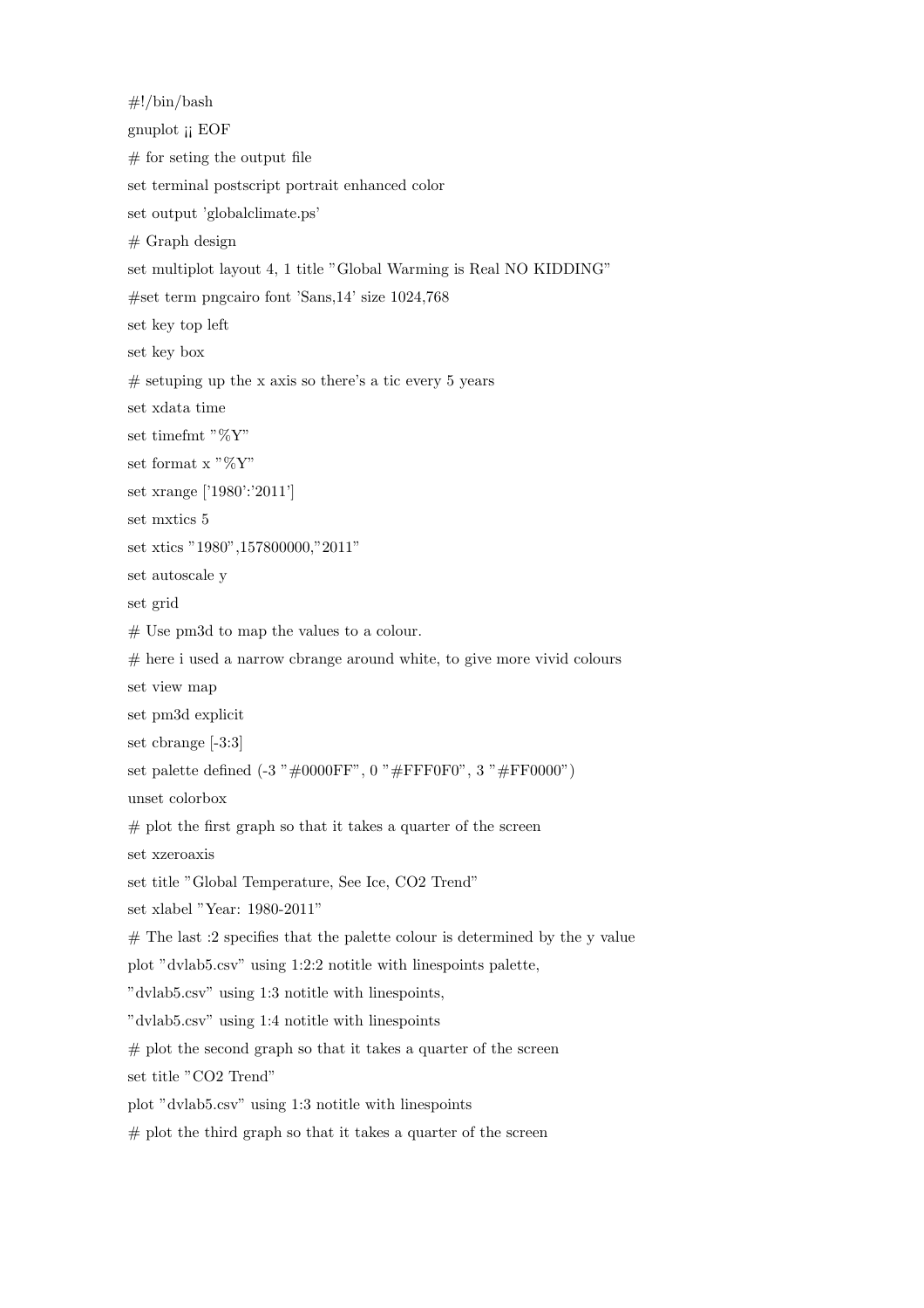```
#!/bin/bash
gnuplot ¡¡ EOF
# for seting the output file
set terminal postscript portrait enhanced color
set output 'globalclimate.ps'
# Graph design
set multiplot layout 4, 1 title "Global Warming is Real NO KIDDING"
#set term pngcairo font 'Sans,14' size 1024,768
set key top left
set key box
# setuping up the x axis so there's a tic every 5 years
set xdata time
set timefmt "%Y"
set format x "%Y"
set xrange ['1980':'2011']
set mxtics 5
set xtics "1980",157800000,"2011"
set autoscale y
set grid
# Use pm3d to map the values to a colour.
# here i used a narrow cbrange around white, to give more vivid colours
set view map
set pm3d explicit
set cbrange [-3:3]
set palette defined (-3 "#0000FF", 0 "#FFF0F0", 3 "#FF0000")
unset colorbox
# plot the first graph so that it takes a quarter of the screen
set xzeroaxis
set title "Global Temperature, See Ice, CO2 Trend"
set xlabel "Year: 1980-2011"
# The last :2 specifies that the palette colour is determined by the y value
plot "dvlab5.csv" using 1:2:2 notitle with linespoints palette,
"dvlab5.csv" using 1:3 notitle with linespoints,
"dvlab5.csv" using 1:4 notitle with linespoints
# plot the second graph so that it takes a quarter of the screen
set title "CO2 Trend"
plot "dvlab5.csv" using 1:3 notitle with linespoints
# plot the third graph so that it takes a quarter of the screen
```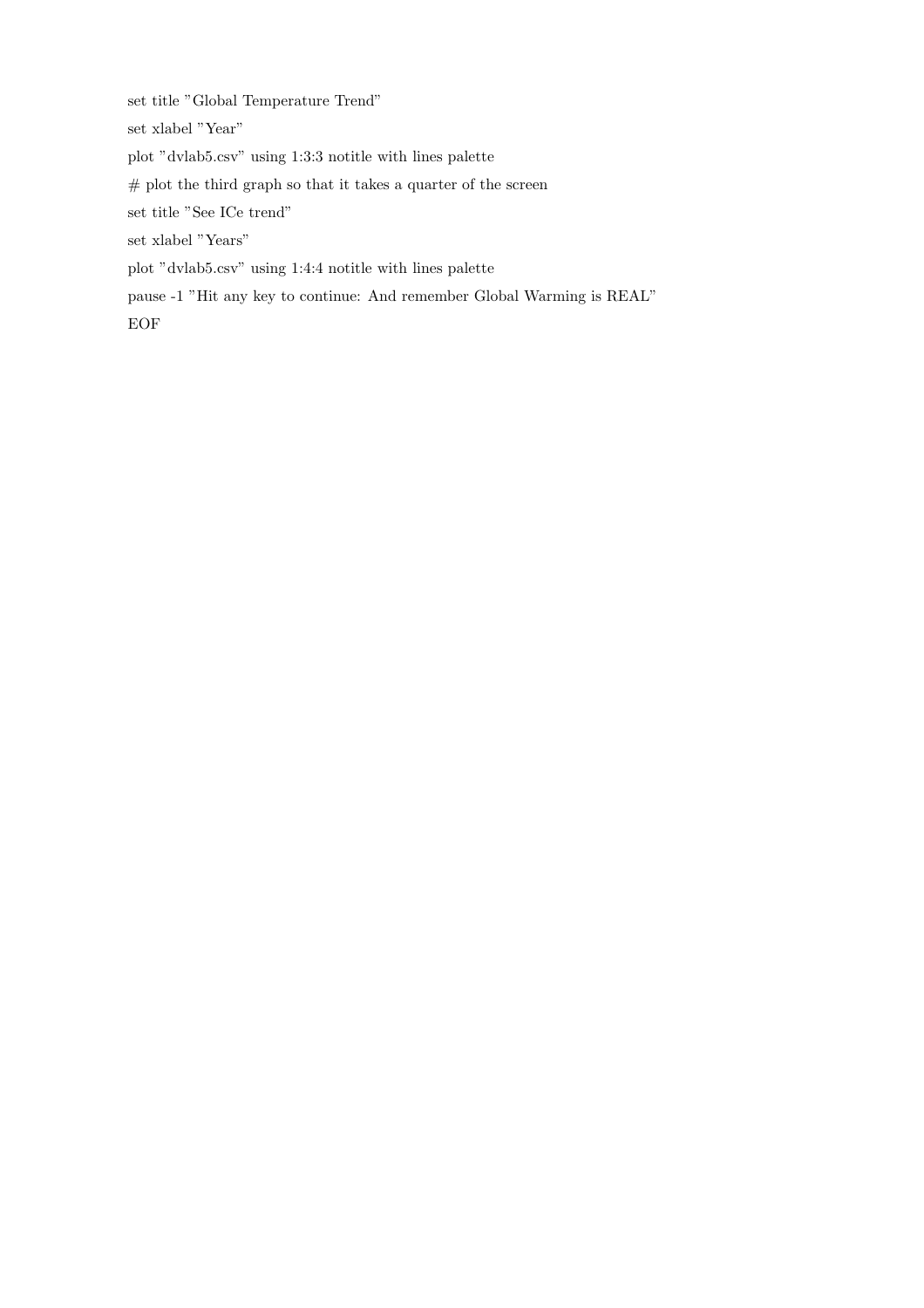set title "Global Temperature Trend"

set xlabel "Year"

plot "dvlab5.csv" using 1:3:3 notitle with lines palette

# plot the third graph so that it takes a quarter of the screen

set title "See ICe trend"

set xlabel "Years"

plot "dvlab5.csv" using 1:4:4 notitle with lines palette

pause -1 "Hit any key to continue: And remember Global Warming is REAL"

EOF